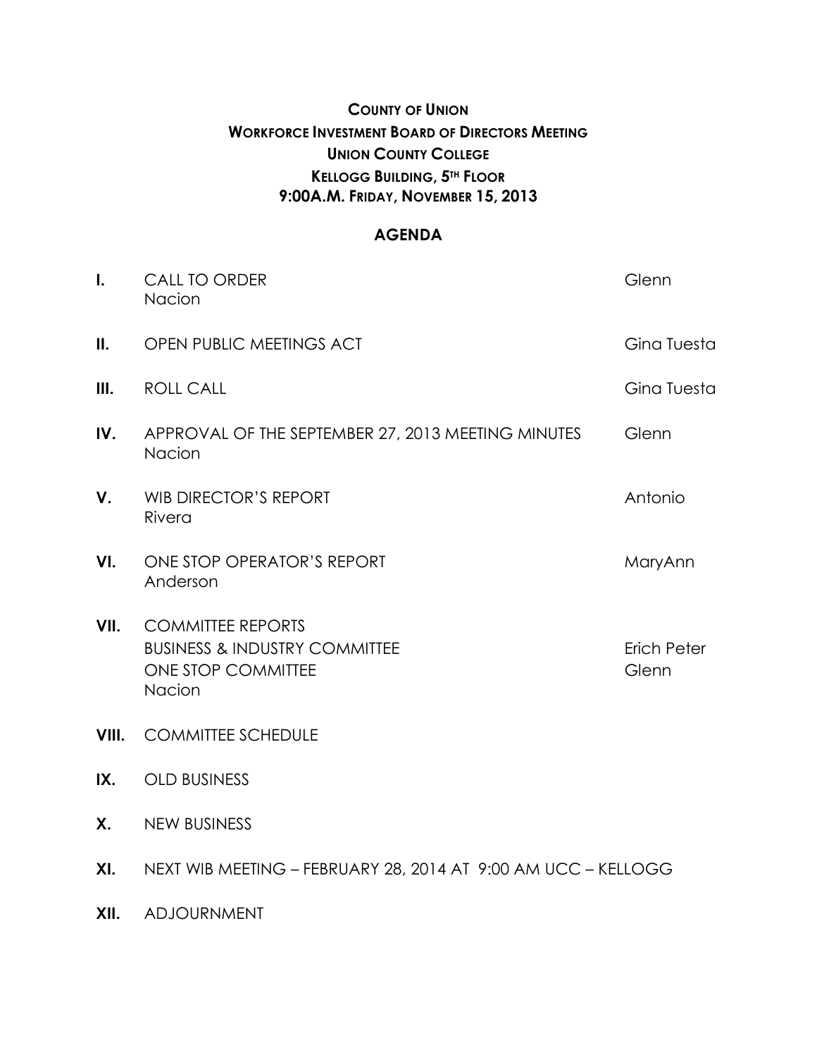**COUNTY OF UNION**
**WORKFORCE INVESTMENT BOARD OF DIRECTORS MEETING**
**UNION COUNTY COLLEGE**
**KELLOGG BUILDING, 5TH FLOOR**
**9:00A.M. FRIDAY, NOVEMBER 15, 2013**

## AGENDA

**I.** CALL TO ORDER — Glenn Nacion

**II.** OPEN PUBLIC MEETINGS ACT — Gina Tuesta

**III.** ROLL CALL — Gina Tuesta

**IV.** APPROVAL OF THE SEPTEMBER 27, 2013 MEETING MINUTES — Glenn Nacion

**V.** WIB DIRECTOR'S REPORT — Antonio Rivera

**VI.** ONE STOP OPERATOR'S REPORT — MaryAnn Anderson

**VII.** COMMITTEE REPORTS
- BUSINESS & INDUSTRY COMMITTEE — Erich Peter
- ONE STOP COMMITTEE — Glenn Nacion

**VIII.** COMMITTEE SCHEDULE

**IX.** OLD BUSINESS

**X.** NEW BUSINESS

**XI.** NEXT WIB MEETING – FEBRUARY 28, 2014 AT 9:00 AM UCC – KELLOGG

**XII.** ADJOURNMENT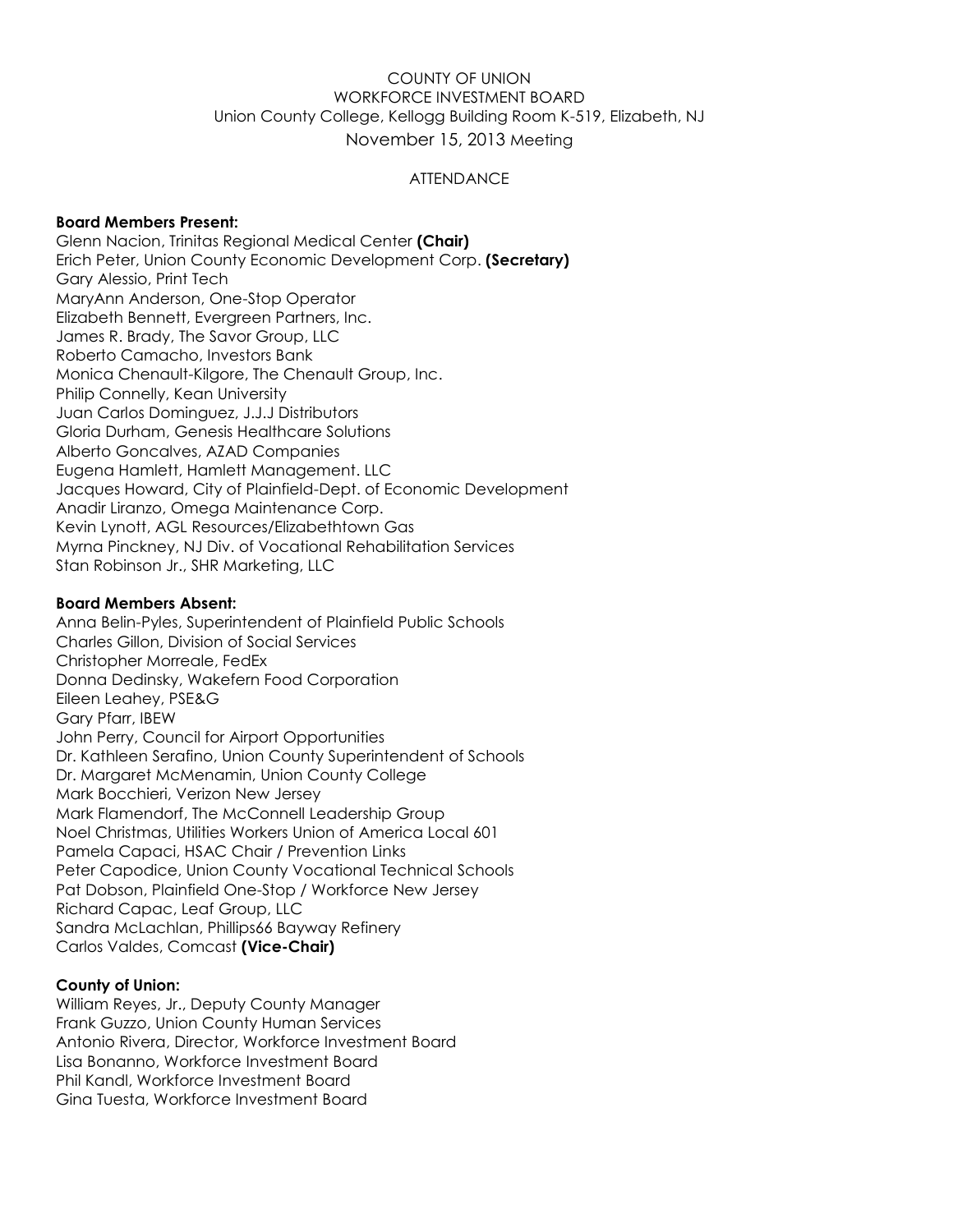COUNTY OF UNION
WORKFORCE INVESTMENT BOARD
Union County College, Kellogg Building Room K-519, Elizabeth, NJ
November 15, 2013 Meeting

ATTENDANCE

**Board Members Present:**
Glenn Nacion, Trinitas Regional Medical Center **(Chair)**
Erich Peter, Union County Economic Development Corp. **(Secretary)**
Gary Alessio, Print Tech
MaryAnn Anderson, One-Stop Operator
Elizabeth Bennett, Evergreen Partners, Inc.
James R. Brady, The Savor Group, LLC
Roberto Camacho, Investors Bank
Monica Chenault-Kilgore, The Chenault Group, Inc.
Philip Connelly, Kean University
Juan Carlos Dominguez, J.J.J Distributors
Gloria Durham, Genesis Healthcare Solutions
Alberto Goncalves, AZAD Companies
Eugena Hamlett, Hamlett Management. LLC
Jacques Howard, City of Plainfield-Dept. of Economic Development
Anadir Liranzo, Omega Maintenance Corp.
Kevin Lynott, AGL Resources/Elizabethtown Gas
Myrna Pinckney, NJ Div. of Vocational Rehabilitation Services
Stan Robinson Jr., SHR Marketing, LLC

**Board Members Absent:**
Anna Belin-Pyles, Superintendent of Plainfield Public Schools
Charles Gillon, Division of Social Services
Christopher Morreale, FedEx
Donna Dedinsky, Wakefern Food Corporation
Eileen Leahey, PSE&G
Gary Pfarr, IBEW
John Perry, Council for Airport Opportunities
Dr. Kathleen Serafino, Union County Superintendent of Schools
Dr. Margaret McMenamin, Union County College
Mark Bocchieri, Verizon New Jersey
Mark Flamendorf, The McConnell Leadership Group
Noel Christmas, Utilities Workers Union of America Local 601
Pamela Capaci, HSAC Chair / Prevention Links
Peter Capodice, Union County Vocational Technical Schools
Pat Dobson, Plainfield One-Stop / Workforce New Jersey
Richard Capac, Leaf Group, LLC
Sandra McLachlan, Phillips66 Bayway Refinery
Carlos Valdes, Comcast **(Vice-Chair)**

**County of Union:**
William Reyes, Jr., Deputy County Manager
Frank Guzzo, Union County Human Services
Antonio Rivera, Director, Workforce Investment Board
Lisa Bonanno, Workforce Investment Board
Phil Kandl, Workforce Investment Board
Gina Tuesta, Workforce Investment Board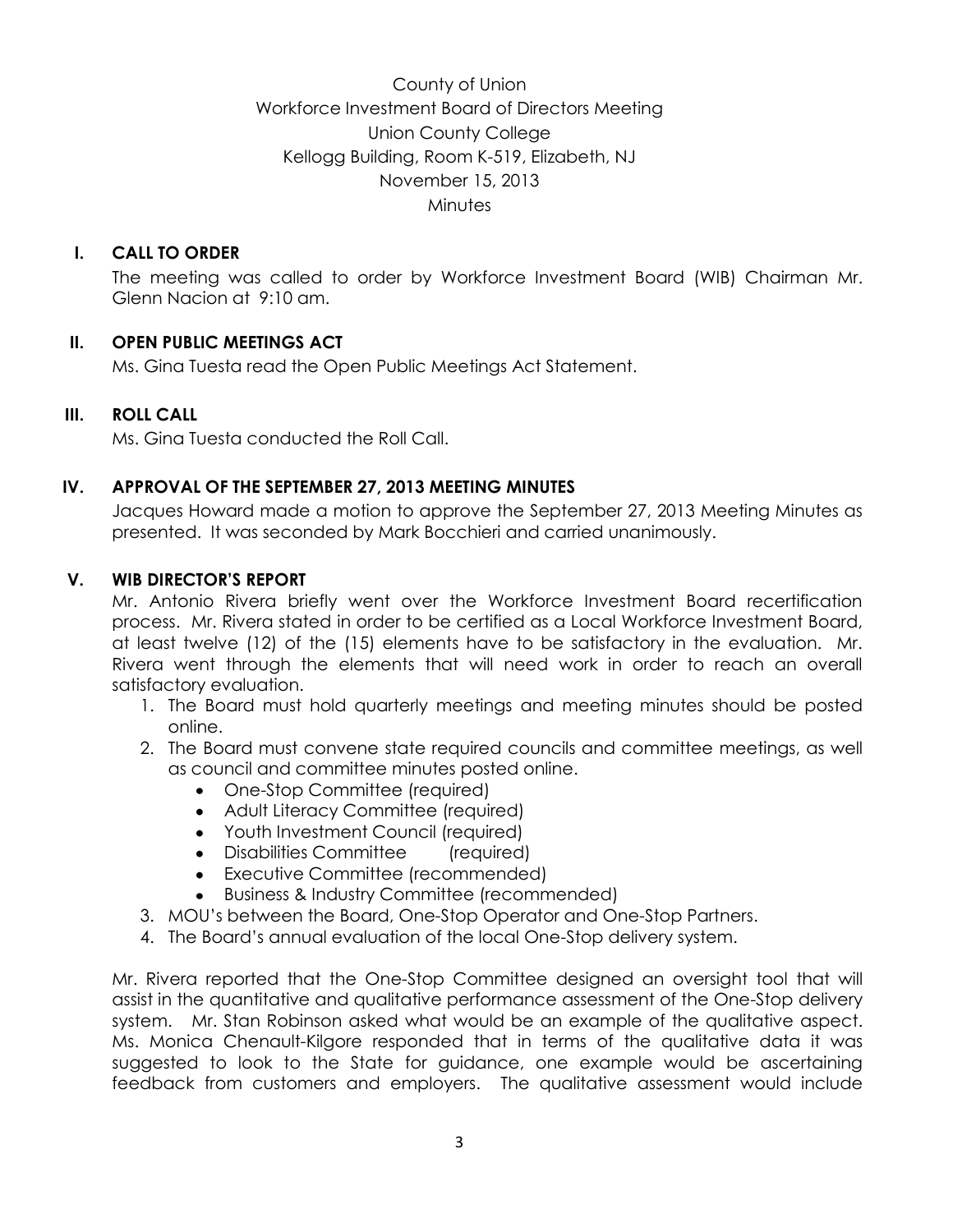County of Union
Workforce Investment Board of Directors Meeting
Union County College
Kellogg Building, Room K-519, Elizabeth, NJ
November 15, 2013
Minutes

## I. CALL TO ORDER

The meeting was called to order by Workforce Investment Board (WIB) Chairman Mr. Glenn Nacion at 9:10 am.

## II. OPEN PUBLIC MEETINGS ACT

Ms. Gina Tuesta read the Open Public Meetings Act Statement.

## III. ROLL CALL

Ms. Gina Tuesta conducted the Roll Call.

## IV. APPROVAL OF THE SEPTEMBER 27, 2013 MEETING MINUTES

Jacques Howard made a motion to approve the September 27, 2013 Meeting Minutes as presented. It was seconded by Mark Bocchieri and carried unanimously.

## V. WIB DIRECTOR'S REPORT

Mr. Antonio Rivera briefly went over the Workforce Investment Board recertification process. Mr. Rivera stated in order to be certified as a Local Workforce Investment Board, at least twelve (12) of the (15) elements have to be satisfactory in the evaluation. Mr. Rivera went through the elements that will need work in order to reach an overall satisfactory evaluation.

1. The Board must hold quarterly meetings and meeting minutes should be posted online.
2. The Board must convene state required councils and committee meetings, as well as council and committee minutes posted online.
   - One-Stop Committee (required)
   - Adult Literacy Committee (required)
   - Youth Investment Council (required)
   - Disabilities Committee (required)
   - Executive Committee (recommended)
   - Business & Industry Committee (recommended)
3. MOU's between the Board, One-Stop Operator and One-Stop Partners.
4. The Board's annual evaluation of the local One-Stop delivery system.

Mr. Rivera reported that the One-Stop Committee designed an oversight tool that will assist in the quantitative and qualitative performance assessment of the One-Stop delivery system. Mr. Stan Robinson asked what would be an example of the qualitative aspect. Ms. Monica Chenault-Kilgore responded that in terms of the qualitative data it was suggested to look to the State for guidance, one example would be ascertaining feedback from customers and employers. The qualitative assessment would include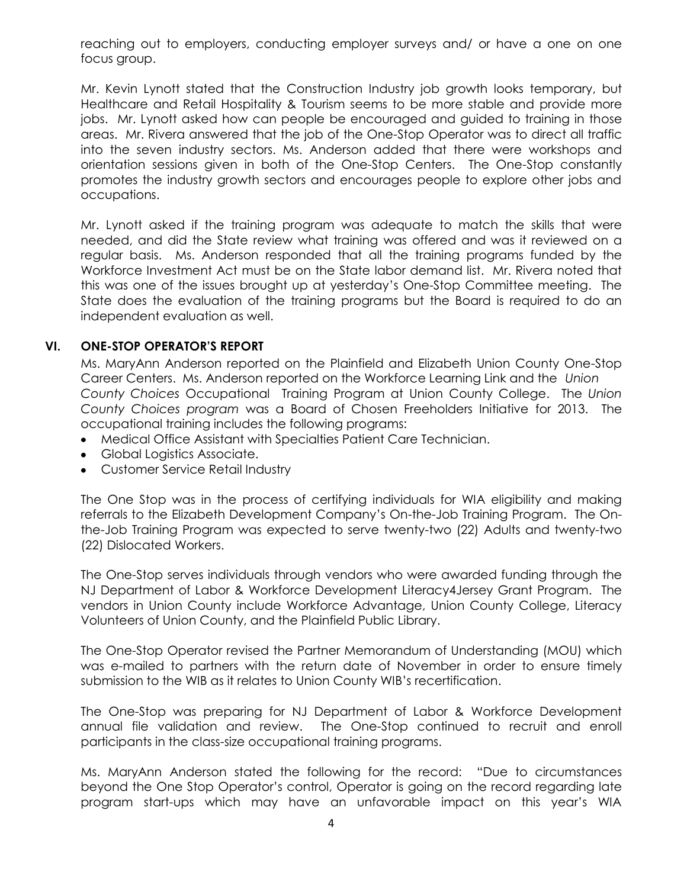reaching out to employers, conducting employer surveys and/ or have a one on one focus group.

Mr. Kevin Lynott stated that the Construction Industry job growth looks temporary, but Healthcare and Retail Hospitality & Tourism seems to be more stable and provide more jobs. Mr. Lynott asked how can people be encouraged and guided to training in those areas. Mr. Rivera answered that the job of the One-Stop Operator was to direct all traffic into the seven industry sectors. Ms. Anderson added that there were workshops and orientation sessions given in both of the One-Stop Centers. The One-Stop constantly promotes the industry growth sectors and encourages people to explore other jobs and occupations.

Mr. Lynott asked if the training program was adequate to match the skills that were needed, and did the State review what training was offered and was it reviewed on a regular basis. Ms. Anderson responded that all the training programs funded by the Workforce Investment Act must be on the State labor demand list. Mr. Rivera noted that this was one of the issues brought up at yesterday's One-Stop Committee meeting. The State does the evaluation of the training programs but the Board is required to do an independent evaluation as well.

## VI. ONE-STOP OPERATOR'S REPORT

Ms. MaryAnn Anderson reported on the Plainfield and Elizabeth Union County One-Stop Career Centers. Ms. Anderson reported on the Workforce Learning Link and the *Union County Choices* Occupational Training Program at Union County College. The *Union County Choices program* was a Board of Chosen Freeholders Initiative for 2013. The occupational training includes the following programs:

- Medical Office Assistant with Specialties Patient Care Technician.
- Global Logistics Associate.
- Customer Service Retail Industry

The One Stop was in the process of certifying individuals for WIA eligibility and making referrals to the Elizabeth Development Company's On-the-Job Training Program. The On-the-Job Training Program was expected to serve twenty-two (22) Adults and twenty-two (22) Dislocated Workers.

The One-Stop serves individuals through vendors who were awarded funding through the NJ Department of Labor & Workforce Development Literacy4Jersey Grant Program. The vendors in Union County include Workforce Advantage, Union County College, Literacy Volunteers of Union County, and the Plainfield Public Library.

The One-Stop Operator revised the Partner Memorandum of Understanding (MOU) which was e-mailed to partners with the return date of November in order to ensure timely submission to the WIB as it relates to Union County WIB's recertification.

The One-Stop was preparing for NJ Department of Labor & Workforce Development annual file validation and review. The One-Stop continued to recruit and enroll participants in the class-size occupational training programs.

Ms. MaryAnn Anderson stated the following for the record: "Due to circumstances beyond the One Stop Operator's control, Operator is going on the record regarding late program start-ups which may have an unfavorable impact on this year's WIA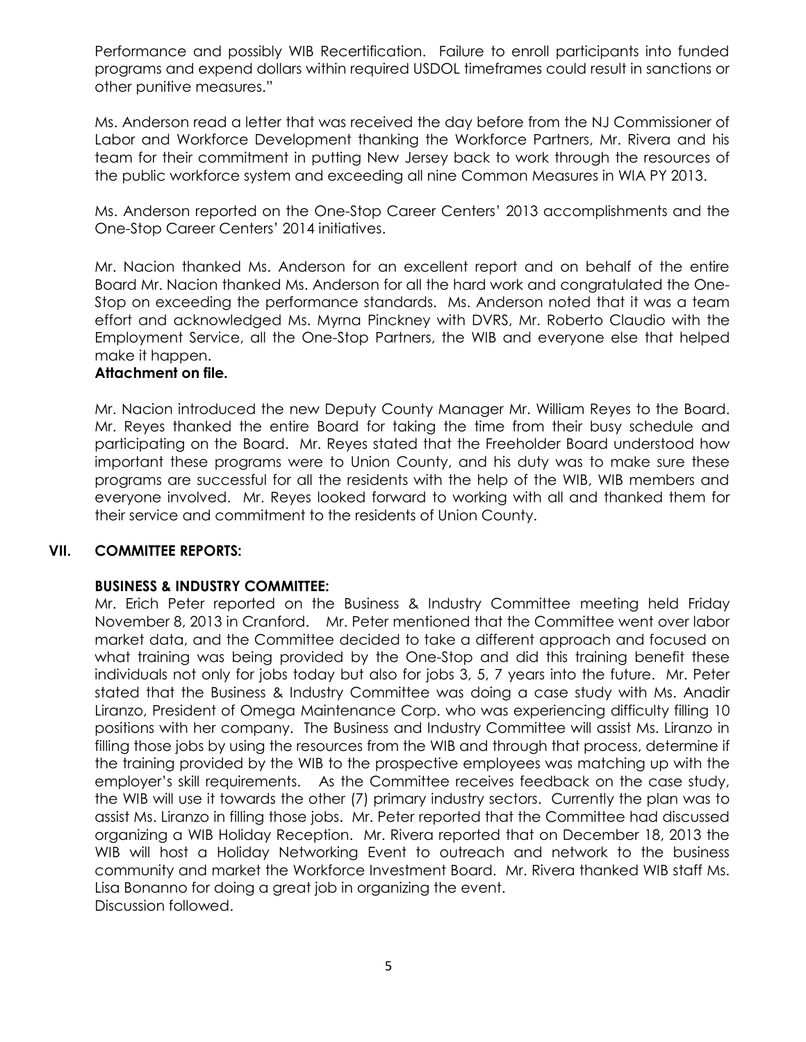Performance and possibly WIB Recertification. Failure to enroll participants into funded programs and expend dollars within required USDOL timeframes could result in sanctions or other punitive measures."

Ms. Anderson read a letter that was received the day before from the NJ Commissioner of Labor and Workforce Development thanking the Workforce Partners, Mr. Rivera and his team for their commitment in putting New Jersey back to work through the resources of the public workforce system and exceeding all nine Common Measures in WIA PY 2013.

Ms. Anderson reported on the One-Stop Career Centers' 2013 accomplishments and the One-Stop Career Centers' 2014 initiatives.

Mr. Nacion thanked Ms. Anderson for an excellent report and on behalf of the entire Board Mr. Nacion thanked Ms. Anderson for all the hard work and congratulated the One-Stop on exceeding the performance standards. Ms. Anderson noted that it was a team effort and acknowledged Ms. Myrna Pinckney with DVRS, Mr. Roberto Claudio with the Employment Service, all the One-Stop Partners, the WIB and everyone else that helped make it happen.
**Attachment on file.**

Mr. Nacion introduced the new Deputy County Manager Mr. William Reyes to the Board. Mr. Reyes thanked the entire Board for taking the time from their busy schedule and participating on the Board. Mr. Reyes stated that the Freeholder Board understood how important these programs were to Union County, and his duty was to make sure these programs are successful for all the residents with the help of the WIB, WIB members and everyone involved. Mr. Reyes looked forward to working with all and thanked them for their service and commitment to the residents of Union County.

## VII. COMMITTEE REPORTS:

### BUSINESS & INDUSTRY COMMITTEE:

Mr. Erich Peter reported on the Business & Industry Committee meeting held Friday November 8, 2013 in Cranford. Mr. Peter mentioned that the Committee went over labor market data, and the Committee decided to take a different approach and focused on what training was being provided by the One-Stop and did this training benefit these individuals not only for jobs today but also for jobs 3, 5, 7 years into the future. Mr. Peter stated that the Business & Industry Committee was doing a case study with Ms. Anadir Liranzo, President of Omega Maintenance Corp. who was experiencing difficulty filling 10 positions with her company. The Business and Industry Committee will assist Ms. Liranzo in filling those jobs by using the resources from the WIB and through that process, determine if the training provided by the WIB to the prospective employees was matching up with the employer's skill requirements. As the Committee receives feedback on the case study, the WIB will use it towards the other (7) primary industry sectors. Currently the plan was to assist Ms. Liranzo in filling those jobs. Mr. Peter reported that the Committee had discussed organizing a WIB Holiday Reception. Mr. Rivera reported that on December 18, 2013 the WIB will host a Holiday Networking Event to outreach and network to the business community and market the Workforce Investment Board. Mr. Rivera thanked WIB staff Ms. Lisa Bonanno for doing a great job in organizing the event.
Discussion followed.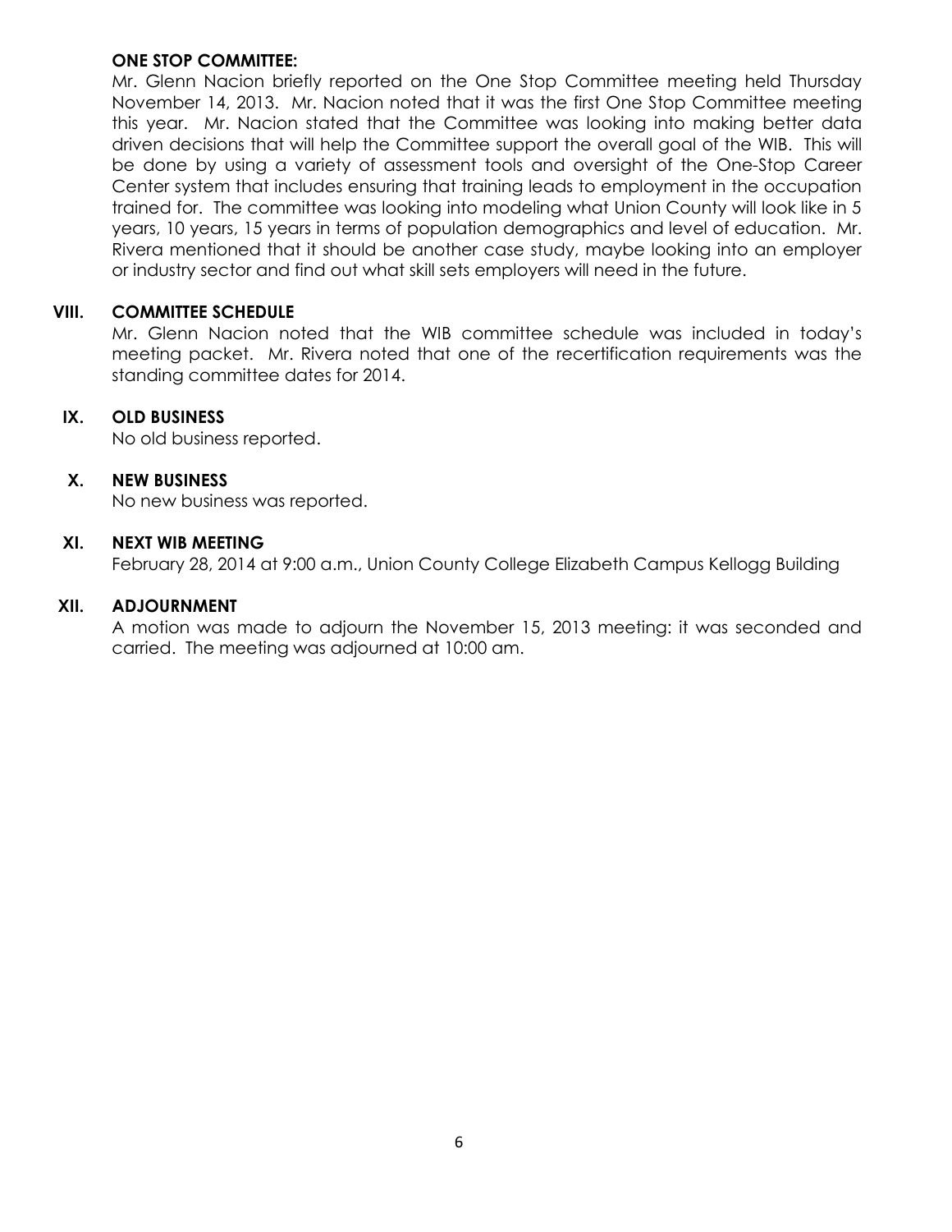**ONE STOP COMMITTEE:**

Mr. Glenn Nacion briefly reported on the One Stop Committee meeting held Thursday November 14, 2013. Mr. Nacion noted that it was the first One Stop Committee meeting this year. Mr. Nacion stated that the Committee was looking into making better data driven decisions that will help the Committee support the overall goal of the WIB. This will be done by using a variety of assessment tools and oversight of the One-Stop Career Center system that includes ensuring that training leads to employment in the occupation trained for. The committee was looking into modeling what Union County will look like in 5 years, 10 years, 15 years in terms of population demographics and level of education. Mr. Rivera mentioned that it should be another case study, maybe looking into an employer or industry sector and find out what skill sets employers will need in the future.

## VIII. COMMITTEE SCHEDULE

Mr. Glenn Nacion noted that the WIB committee schedule was included in today's meeting packet. Mr. Rivera noted that one of the recertification requirements was the standing committee dates for 2014.

## IX. OLD BUSINESS

No old business reported.

## X. NEW BUSINESS

No new business was reported.

## XI. NEXT WIB MEETING

February 28, 2014 at 9:00 a.m., Union County College Elizabeth Campus Kellogg Building

## XII. ADJOURNMENT

A motion was made to adjourn the November 15, 2013 meeting: it was seconded and carried. The meeting was adjourned at 10:00 am.